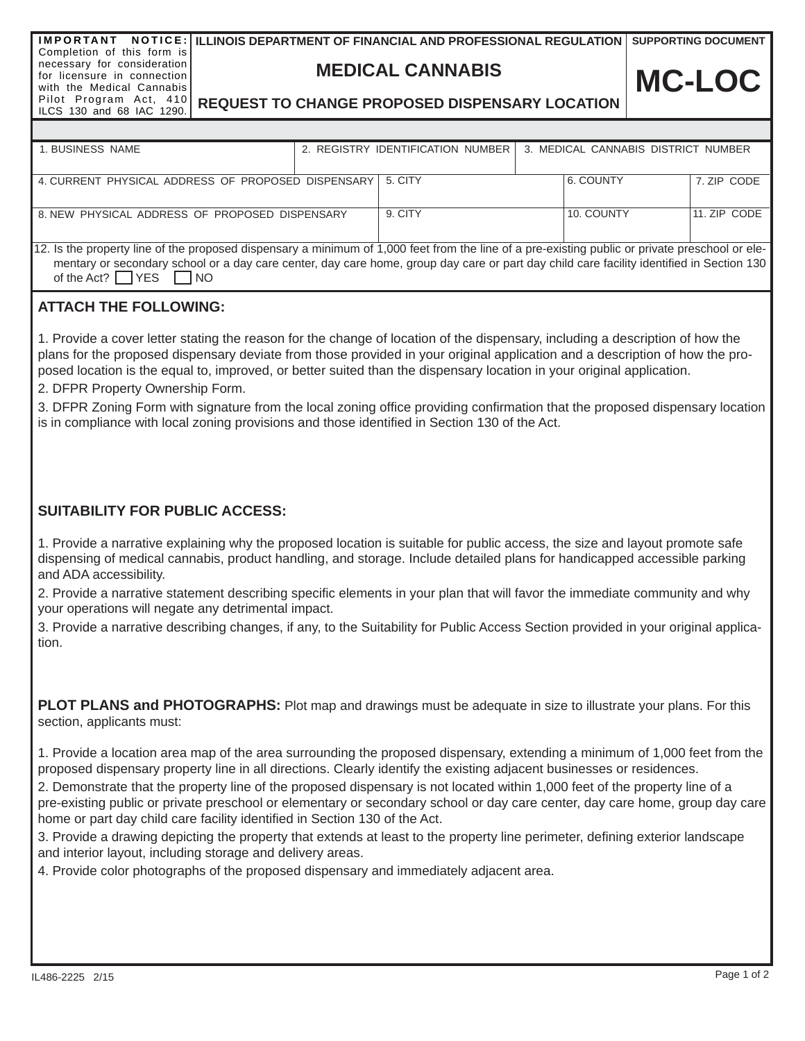**IMPORTANT NOTICE:** Completion of this form is necessary for consideration for licensure in connection with the Medical Cannabis Pilot Program Act, 410 ILCS 130 and 68 IAC 1290.

**ILLINOIS DEPARTMENT OF FINANCIAL AND PROFESSIONAL REGULATION**

**SUPPORTING DOCUMENT**

# MC-LOC

## MEDICAL CANNABIS

## REQUEST TO CHANGE PROPOSED DISPENSARY LOCATION

| 1. BUSINESS NAME | 2. REGISTRY IDENTIFICATION NUMBER | 3. MEDICAL CANNABIS DISTRICT NUMBER |
|---|---|---|
| | | |

| 4. CURRENT PHYSICAL ADDRESS OF PROPOSED DISPENSARY | 5. CITY | 6. COUNTY | 7. ZIP CODE |
|---|---|---|---|
| | | | |

| 8. NEW PHYSICAL ADDRESS OF PROPOSED DISPENSARY | 9. CITY | 10. COUNTY | 11. ZIP CODE |
|---|---|---|---|
| | | | |

12. Is the property line of the proposed dispensary a minimum of 1,000 feet from the line of a pre-existing public or private preschool or elementary or secondary school or a day care center, day care home, group day care or part day child care facility identified in Section 130 of the Act? ☐ YES ☐ NO

### ATTACH THE FOLLOWING:

1. Provide a cover letter stating the reason for the change of location of the dispensary, including a description of how the plans for the proposed dispensary deviate from those provided in your original application and a description of how the proposed location is the equal to, improved, or better suited than the dispensary location in your original application.
2. DFPR Property Ownership Form.
3. DFPR Zoning Form with signature from the local zoning office providing confirmation that the proposed dispensary location is in compliance with local zoning provisions and those identified in Section 130 of the Act.

### SUITABILITY FOR PUBLIC ACCESS:

1. Provide a narrative explaining why the proposed location is suitable for public access, the size and layout promote safe dispensing of medical cannabis, product handling, and storage. Include detailed plans for handicapped accessible parking and ADA accessibility.
2. Provide a narrative statement describing specific elements in your plan that will favor the immediate community and why your operations will negate any detrimental impact.
3. Provide a narrative describing changes, if any, to the Suitability for Public Access Section provided in your original application.

**PLOT PLANS and PHOTOGRAPHS:** Plot map and drawings must be adequate in size to illustrate your plans. For this section, applicants must:

1. Provide a location area map of the area surrounding the proposed dispensary, extending a minimum of 1,000 feet from the proposed dispensary property line in all directions. Clearly identify the existing adjacent businesses or residences.
2. Demonstrate that the property line of the proposed dispensary is not located within 1,000 feet of the property line of a pre-existing public or private preschool or elementary or secondary school or day care center, day care home, group day care home or part day child care facility identified in Section 130 of the Act.
3. Provide a drawing depicting the property that extends at least to the property line perimeter, defining exterior landscape and interior layout, including storage and delivery areas.
4. Provide color photographs of the proposed dispensary and immediately adjacent area.

IL486-2225 2/15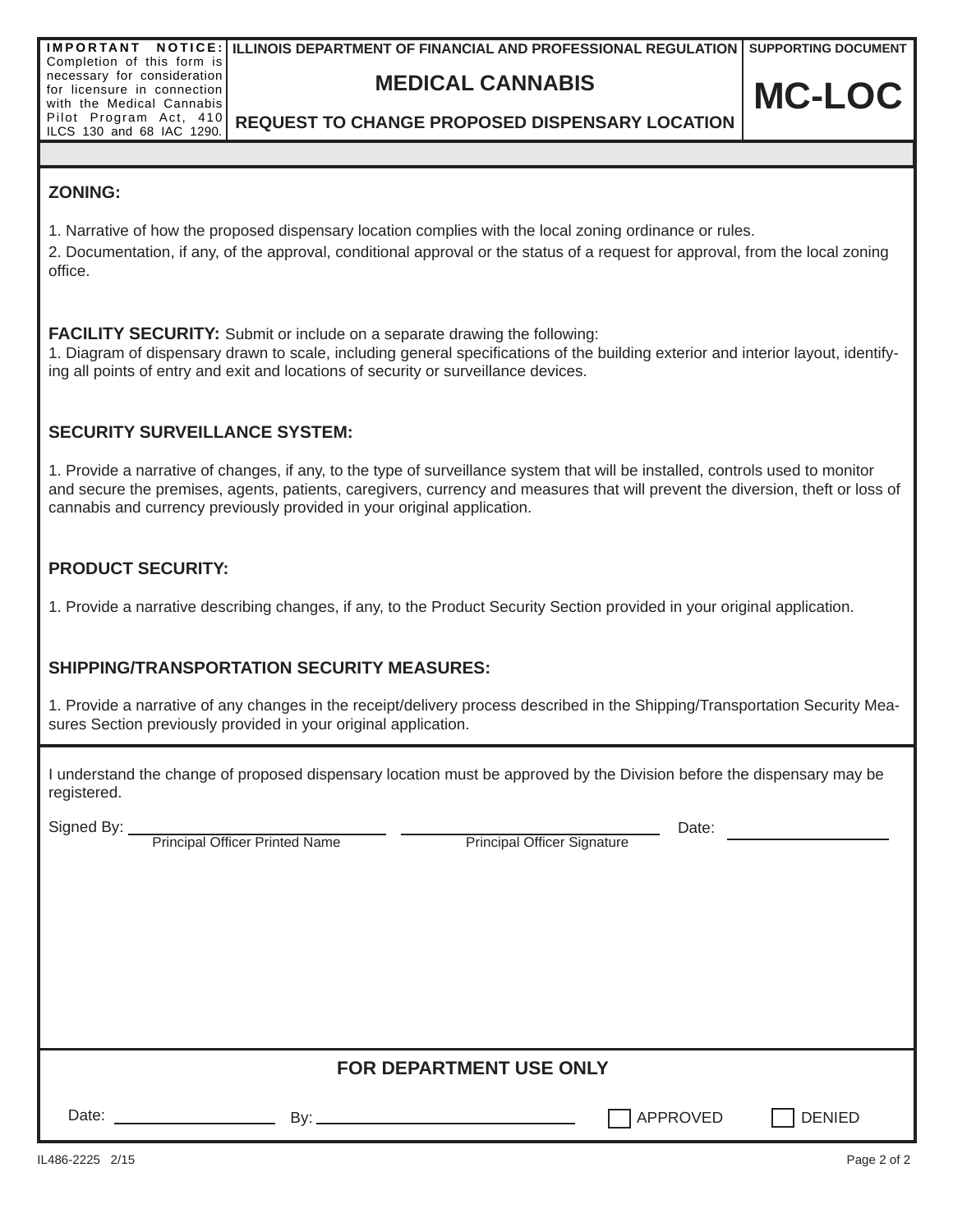| | | |
|---|---|---|
| **IMPORTANT NOTICE:** Completion of this form is necessary for consideration for licensure in connection with the Medical Cannabis Pilot Program Act, 410 ILCS 130 and 68 IAC 1290. | **ILLINOIS DEPARTMENT OF FINANCIAL AND PROFESSIONAL REGULATION**<br>**MEDICAL CANNABIS**<br>**REQUEST TO CHANGE PROPOSED DISPENSARY LOCATION** | **SUPPORTING DOCUMENT**<br>**MC-LOC** |

**ZONING:**

1. Narrative of how the proposed dispensary location complies with the local zoning ordinance or rules.
2. Documentation, if any, of the approval, conditional approval or the status of a request for approval, from the local zoning office.

**FACILITY SECURITY:** Submit or include on a separate drawing the following:
1. Diagram of dispensary drawn to scale, including general specifications of the building exterior and interior layout, identifying all points of entry and exit and locations of security or surveillance devices.

**SECURITY SURVEILLANCE SYSTEM:**

1. Provide a narrative of changes, if any, to the type of surveillance system that will be installed, controls used to monitor and secure the premises, agents, patients, caregivers, currency and measures that will prevent the diversion, theft or loss of cannabis and currency previously provided in your original application.

**PRODUCT SECURITY:**

1. Provide a narrative describing changes, if any, to the Product Security Section provided in your original application.

**SHIPPING/TRANSPORTATION SECURITY MEASURES:**

1. Provide a narrative of any changes in the receipt/delivery process described in the Shipping/Transportation Security Measures Section previously provided in your original application.

I understand the change of proposed dispensary location must be approved by the Division before the dispensary may be registered.

Signed By: ______________________ ______________________ Date: ______________
Principal Officer Printed Name Principal Officer Signature

**FOR DEPARTMENT USE ONLY**

Date: ______________ By: ______________________ ☐ APPROVED ☐ DENIED

IL486-2225 2/15